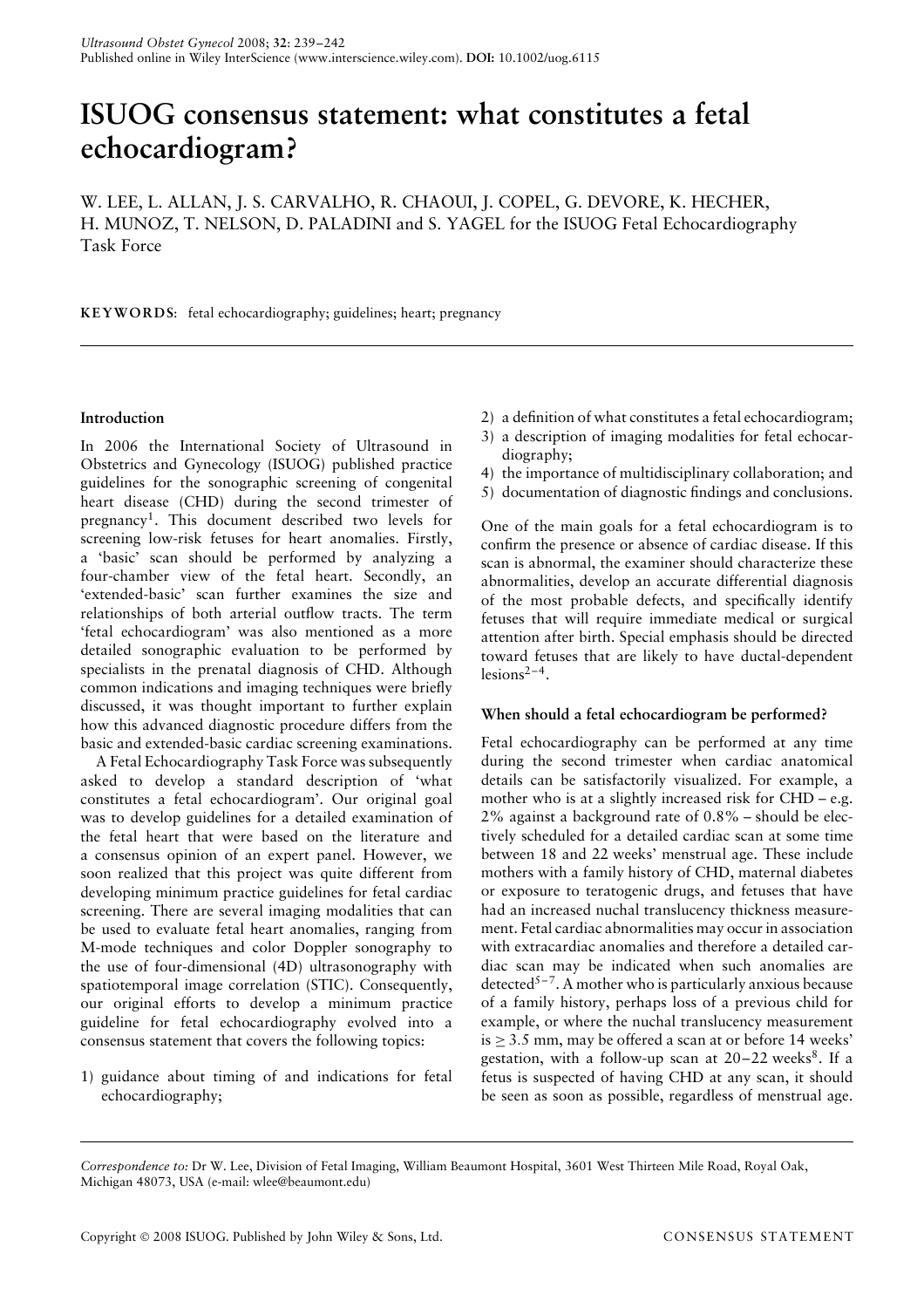# ISUOG consensus statement: what constitutes a fetal echocardiogram?

W. LEE, L. ALLAN, J. S. CARVALHO, R. CHAOUI, J. COPEL, G. DEVORE, K. HECHER, H. MUNOZ, T. NELSON, D. PALADINI and S. YAGEL for the ISUOG Fetal Echocardiography Task Force

**KEYWORDS**: fetal echocardiography; guidelines; heart; pregnancy

## Introduction

In 2006 the International Society of Ultrasound in Obstetrics and Gynecology (ISUOG) published practice guidelines for the sonographic screening of congenital heart disease (CHD) during the second trimester of pregnancy[1]. This document described two levels for screening low-risk fetuses for heart anomalies. Firstly, a 'basic' scan should be performed by analyzing a four-chamber view of the fetal heart. Secondly, an 'extended-basic' scan further examines the size and relationships of both arterial outflow tracts. The term 'fetal echocardiogram' was also mentioned as a more detailed sonographic evaluation to be performed by specialists in the prenatal diagnosis of CHD. Although common indications and imaging techniques were briefly discussed, it was thought important to further explain how this advanced diagnostic procedure differs from the basic and extended-basic cardiac screening examinations.

A Fetal Echocardiography Task Force was subsequently asked to develop a standard description of 'what constitutes a fetal echocardiogram'. Our original goal was to develop guidelines for a detailed examination of the fetal heart that were based on the literature and a consensus opinion of an expert panel. However, we soon realized that this project was quite different from developing minimum practice guidelines for fetal cardiac screening. There are several imaging modalities that can be used to evaluate fetal heart anomalies, ranging from M-mode techniques and color Doppler sonography to the use of four-dimensional (4D) ultrasonography with spatiotemporal image correlation (STIC). Consequently, our original efforts to develop a minimum practice guideline for fetal echocardiography evolved into a consensus statement that covers the following topics:

1) guidance about timing of and indications for fetal echocardiography;
2) a definition of what constitutes a fetal echocardiogram;
3) a description of imaging modalities for fetal echocardiography;
4) the importance of multidisciplinary collaboration; and
5) documentation of diagnostic findings and conclusions.

One of the main goals for a fetal echocardiogram is to confirm the presence or absence of cardiac disease. If this scan is abnormal, the examiner should characterize these abnormalities, develop an accurate differential diagnosis of the most probable defects, and specifically identify fetuses that will require immediate medical or surgical attention after birth. Special emphasis should be directed toward fetuses that are likely to have ductal-dependent lesions[2–4].

## When should a fetal echocardiogram be performed?

Fetal echocardiography can be performed at any time during the second trimester when cardiac anatomical details can be satisfactorily visualized. For example, a mother who is at a slightly increased risk for CHD – e.g. 2% against a background rate of 0.8% – should be electively scheduled for a detailed cardiac scan at some time between 18 and 22 weeks' menstrual age. These include mothers with a family history of CHD, maternal diabetes or exposure to teratogenic drugs, and fetuses that have had an increased nuchal translucency thickness measurement. Fetal cardiac abnormalities may occur in association with extracardiac anomalies and therefore a detailed cardiac scan may be indicated when such anomalies are detected[5–7]. A mother who is particularly anxious because of a family history, perhaps loss of a previous child for example, or where the nuchal translucency measurement is ≥ 3.5 mm, may be offered a scan at or before 14 weeks' gestation, with a follow-up scan at 20–22 weeks[8]. If a fetus is suspected of having CHD at any scan, it should be seen as soon as possible, regardless of menstrual age.

*Correspondence to:* Dr W. Lee, Division of Fetal Imaging, William Beaumont Hospital, 3601 West Thirteen Mile Road, Royal Oak, Michigan 48073, USA (e-mail: wlee@beaumont.edu)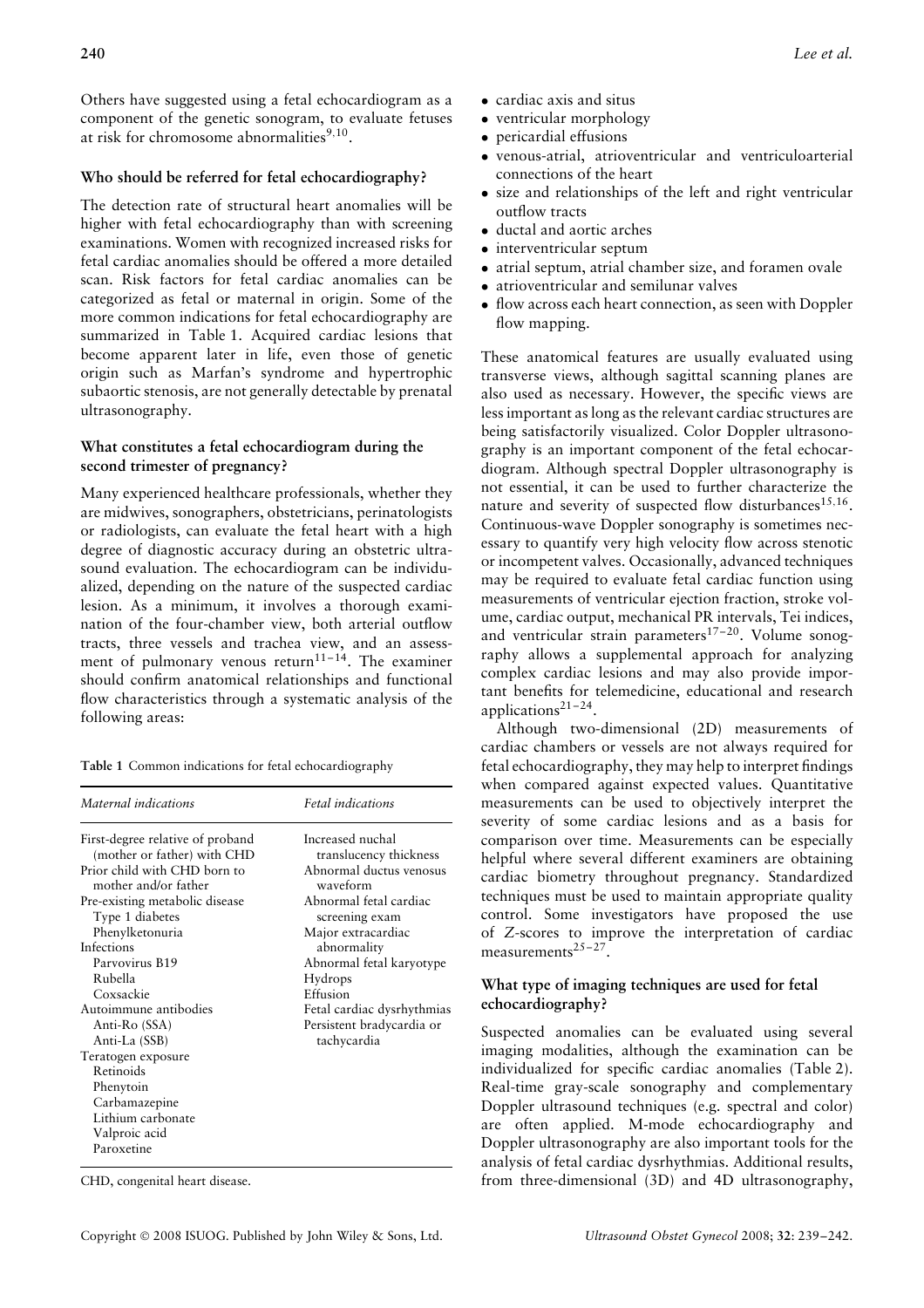Others have suggested using a fetal echocardiogram as a component of the genetic sonogram, to evaluate fetuses at risk for chromosome abnormalities[9,10].

### Who should be referred for fetal echocardiography?

The detection rate of structural heart anomalies will be higher with fetal echocardiography than with screening examinations. Women with recognized increased risks for fetal cardiac anomalies should be offered a more detailed scan. Risk factors for fetal cardiac anomalies can be categorized as fetal or maternal in origin. Some of the more common indications for fetal echocardiography are summarized in Table 1. Acquired cardiac lesions that become apparent later in life, even those of genetic origin such as Marfan's syndrome and hypertrophic subaortic stenosis, are not generally detectable by prenatal ultrasonography.

### What constitutes a fetal echocardiogram during the second trimester of pregnancy?

Many experienced healthcare professionals, whether they are midwives, sonographers, obstetricians, perinatologists or radiologists, can evaluate the fetal heart with a high degree of diagnostic accuracy during an obstetric ultrasound evaluation. The echocardiogram can be individualized, depending on the nature of the suspected cardiac lesion. As a minimum, it involves a thorough examination of the four-chamber view, both arterial outflow tracts, three vessels and trachea view, and an assessment of pulmonary venous return[11–14]. The examiner should confirm anatomical relationships and functional flow characteristics through a systematic analysis of the following areas:

**Table 1** Common indications for fetal echocardiography

| *Maternal indications* | *Fetal indications* |
|---|---|
| First-degree relative of proband (mother or father) with CHD | Increased nuchal translucency thickness |
| Prior child with CHD born to mother and/or father | Abnormal ductus venosus waveform |
| Pre-existing metabolic disease | Abnormal fetal cardiac screening exam |
| Type 1 diabetes | Major extracardiac abnormality |
| Phenylketonuria | Abnormal fetal karyotype |
| Infections | Hydrops |
| Parvovirus B19 | Effusion |
| Rubella | Fetal cardiac dysrhythmias |
| Coxsackie | Persistent bradycardia or tachycardia |
| Autoimmune antibodies | |
| Anti-Ro (SSA) | |
| Anti-La (SSB) | |
| Teratogen exposure | |
| Retinoids | |
| Phenytoin | |
| Carbamazepine | |
| Lithium carbonate | |
| Valproic acid | |
| Paroxetine | |

CHD, congenital heart disease.

- cardiac axis and situs
- ventricular morphology
- pericardial effusions
- venous-atrial, atrioventricular and ventriculoarterial connections of the heart
- size and relationships of the left and right ventricular outflow tracts
- ductal and aortic arches
- interventricular septum
- atrial septum, atrial chamber size, and foramen ovale
- atrioventricular and semilunar valves
- flow across each heart connection, as seen with Doppler flow mapping.

These anatomical features are usually evaluated using transverse views, although sagittal scanning planes are also used as necessary. However, the specific views are less important as long as the relevant cardiac structures are being satisfactorily visualized. Color Doppler ultrasonography is an important component of the fetal echocardiogram. Although spectral Doppler ultrasonography is not essential, it can be used to further characterize the nature and severity of suspected flow disturbances[15,16]. Continuous-wave Doppler sonography is sometimes necessary to quantify very high velocity flow across stenotic or incompetent valves. Occasionally, advanced techniques may be required to evaluate fetal cardiac function using measurements of ventricular ejection fraction, stroke volume, cardiac output, mechanical PR intervals, Tei indices, and ventricular strain parameters[17–20]. Volume sonography allows a supplemental approach for analyzing complex cardiac lesions and may also provide important benefits for telemedicine, educational and research applications[21–24].

Although two-dimensional (2D) measurements of cardiac chambers or vessels are not always required for fetal echocardiography, they may help to interpret findings when compared against expected values. Quantitative measurements can be used to objectively interpret the severity of some cardiac lesions and as a basis for comparison over time. Measurements can be especially helpful where several different examiners are obtaining cardiac biometry throughout pregnancy. Standardized techniques must be used to maintain appropriate quality control. Some investigators have proposed the use of *Z*-scores to improve the interpretation of cardiac measurements[25–27].

### What type of imaging techniques are used for fetal echocardiography?

Suspected anomalies can be evaluated using several imaging modalities, although the examination can be individualized for specific cardiac anomalies (Table 2). Real-time gray-scale sonography and complementary Doppler ultrasound techniques (e.g. spectral and color) are often applied. M-mode echocardiography and Doppler ultrasonography are also important tools for the analysis of fetal cardiac dysrhythmias. Additional results, from three-dimensional (3D) and 4D ultrasonography,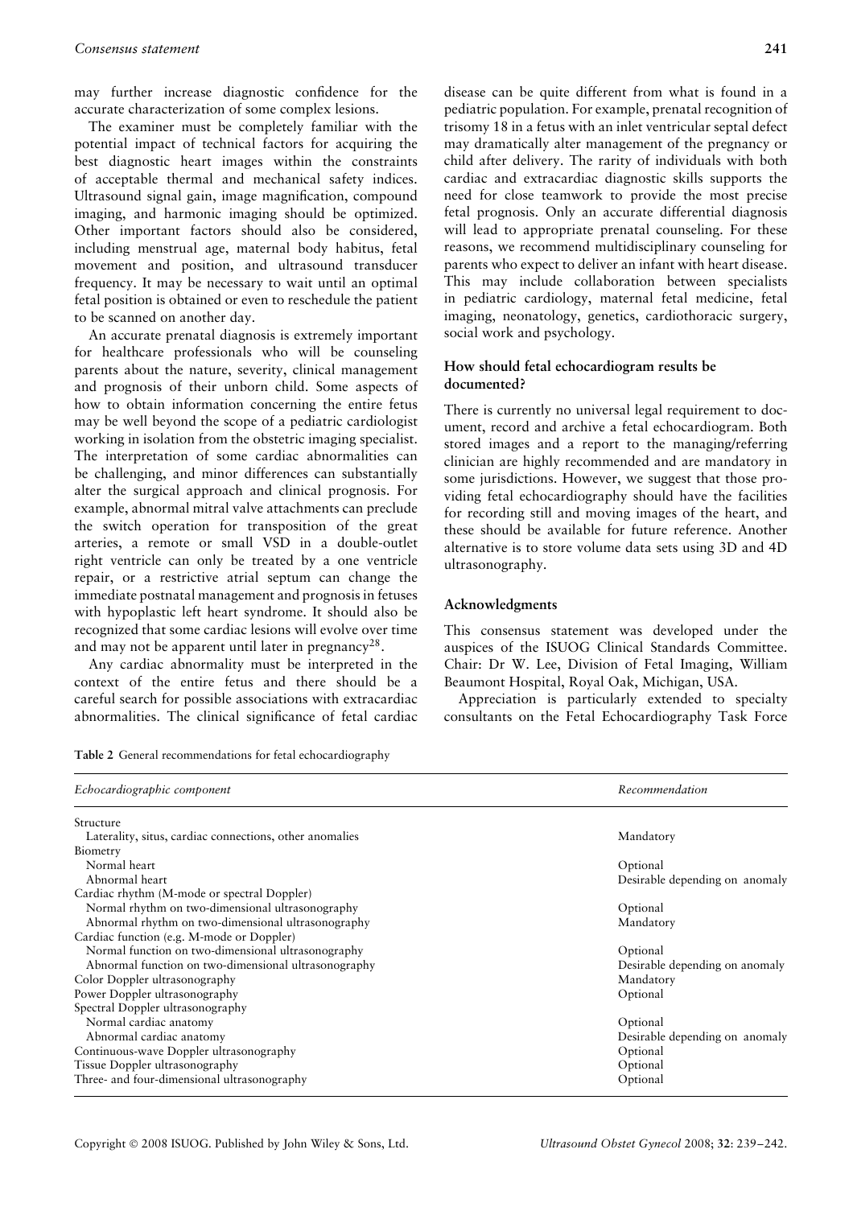may further increase diagnostic confidence for the accurate characterization of some complex lesions.

The examiner must be completely familiar with the potential impact of technical factors for acquiring the best diagnostic heart images within the constraints of acceptable thermal and mechanical safety indices. Ultrasound signal gain, image magnification, compound imaging, and harmonic imaging should be optimized. Other important factors should also be considered, including menstrual age, maternal body habitus, fetal movement and position, and ultrasound transducer frequency. It may be necessary to wait until an optimal fetal position is obtained or even to reschedule the patient to be scanned on another day.

An accurate prenatal diagnosis is extremely important for healthcare professionals who will be counseling parents about the nature, severity, clinical management and prognosis of their unborn child. Some aspects of how to obtain information concerning the entire fetus may be well beyond the scope of a pediatric cardiologist working in isolation from the obstetric imaging specialist. The interpretation of some cardiac abnormalities can be challenging, and minor differences can substantially alter the surgical approach and clinical prognosis. For example, abnormal mitral valve attachments can preclude the switch operation for transposition of the great arteries, a remote or small VSD in a double-outlet right ventricle can only be treated by a one ventricle repair, or a restrictive atrial septum can change the immediate postnatal management and prognosis in fetuses with hypoplastic left heart syndrome. It should also be recognized that some cardiac lesions will evolve over time and may not be apparent until later in pregnancy[28].

Any cardiac abnormality must be interpreted in the context of the entire fetus and there should be a careful search for possible associations with extracardiac abnormalities. The clinical significance of fetal cardiac disease can be quite different from what is found in a pediatric population. For example, prenatal recognition of trisomy 18 in a fetus with an inlet ventricular septal defect may dramatically alter management of the pregnancy or child after delivery. The rarity of individuals with both cardiac and extracardiac diagnostic skills supports the need for close teamwork to provide the most precise fetal prognosis. Only an accurate differential diagnosis will lead to appropriate prenatal counseling. For these reasons, we recommend multidisciplinary counseling for parents who expect to deliver an infant with heart disease. This may include collaboration between specialists in pediatric cardiology, maternal fetal medicine, fetal imaging, neonatology, genetics, cardiothoracic surgery, social work and psychology.

### How should fetal echocardiogram results be documented?

There is currently no universal legal requirement to document, record and archive a fetal echocardiogram. Both stored images and a report to the managing/referring clinician are highly recommended and are mandatory in some jurisdictions. However, we suggest that those providing fetal echocardiography should have the facilities for recording still and moving images of the heart, and these should be available for future reference. Another alternative is to store volume data sets using 3D and 4D ultrasonography.

### Acknowledgments

This consensus statement was developed under the auspices of the ISUOG Clinical Standards Committee. Chair: Dr W. Lee, Division of Fetal Imaging, William Beaumont Hospital, Royal Oak, Michigan, USA.

Appreciation is particularly extended to specialty consultants on the Fetal Echocardiography Task Force

**Table 2** General recommendations for fetal echocardiography

| *Echocardiographic component* | *Recommendation* |
|---|---|
| Structure | |
| Laterality, situs, cardiac connections, other anomalies | Mandatory |
| Biometry | |
| Normal heart | Optional |
| Abnormal heart | Desirable depending on anomaly |
| Cardiac rhythm (M-mode or spectral Doppler) | |
| Normal rhythm on two-dimensional ultrasonography | Optional |
| Abnormal rhythm on two-dimensional ultrasonography | Mandatory |
| Cardiac function (e.g. M-mode or Doppler) | |
| Normal function on two-dimensional ultrasonography | Optional |
| Abnormal function on two-dimensional ultrasonography | Desirable depending on anomaly |
| Color Doppler ultrasonography | Mandatory |
| Power Doppler ultrasonography | Optional |
| Spectral Doppler ultrasonography | |
| Normal cardiac anatomy | Optional |
| Abnormal cardiac anatomy | Desirable depending on anomaly |
| Continuous-wave Doppler ultrasonography | Optional |
| Tissue Doppler ultrasonography | Optional |
| Three- and four-dimensional ultrasonography | Optional |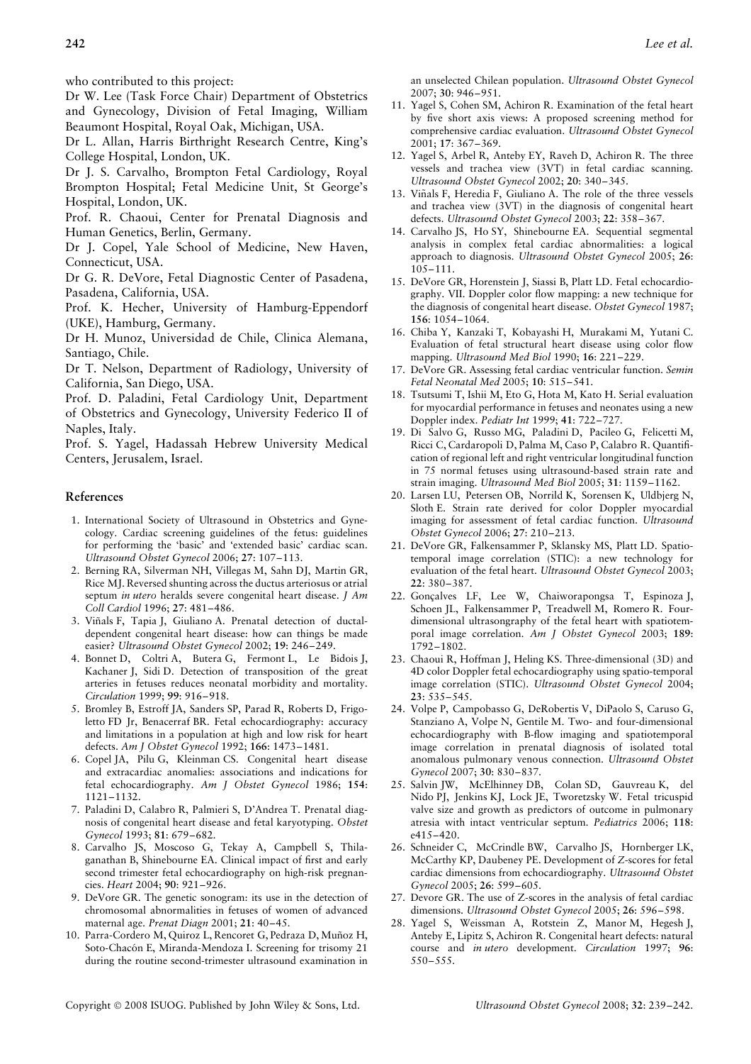who contributed to this project:

Dr W. Lee (Task Force Chair) Department of Obstetrics and Gynecology, Division of Fetal Imaging, William Beaumont Hospital, Royal Oak, Michigan, USA.

Dr L. Allan, Harris Birthright Research Centre, King's College Hospital, London, UK.

Dr J. S. Carvalho, Brompton Fetal Cardiology, Royal Brompton Hospital; Fetal Medicine Unit, St George's Hospital, London, UK.

Prof. R. Chaoui, Center for Prenatal Diagnosis and Human Genetics, Berlin, Germany.

Dr J. Copel, Yale School of Medicine, New Haven, Connecticut, USA.

Dr G. R. DeVore, Fetal Diagnostic Center of Pasadena, Pasadena, California, USA.

Prof. K. Hecher, University of Hamburg-Eppendorf (UKE), Hamburg, Germany.

Dr H. Munoz, Universidad de Chile, Clinica Alemana, Santiago, Chile.

Dr T. Nelson, Department of Radiology, University of California, San Diego, USA.

Prof. D. Paladini, Fetal Cardiology Unit, Department of Obstetrics and Gynecology, University Federico II of Naples, Italy.

Prof. S. Yagel, Hadassah Hebrew University Medical Centers, Jerusalem, Israel.

## References

1. International Society of Ultrasound in Obstetrics and Gynecology. Cardiac screening guidelines of the fetus: guidelines for performing the 'basic' and 'extended basic' cardiac scan. *Ultrasound Obstet Gynecol* 2006; **27**: 107–113.
2. Berning RA, Silverman NH, Villegas M, Sahn DJ, Martin GR, Rice MJ. Reversed shunting across the ductus arteriosus or atrial septum *in utero* heralds severe congenital heart disease. *J Am Coll Cardiol* 1996; **27**: 481–486.
3. Viñals F, Tapia J, Giuliano A. Prenatal detection of ductal-dependent congenital heart disease: how can things be made easier? *Ultrasound Obstet Gynecol* 2002; **19**: 246–249.
4. Bonnet D, Coltri A, Butera G, Fermont L, Le Bidois J, Kachaner J, Sidi D. Detection of transposition of the great arteries in fetuses reduces neonatal morbidity and mortality. *Circulation* 1999; **99**: 916–918.
5. Bromley B, Estroff JA, Sanders SP, Parad R, Roberts D, Frigoletto FD Jr, Benacerraf BR. Fetal echocardiography: accuracy and limitations in a population at high and low risk for heart defects. *Am J Obstet Gynecol* 1992; **166**: 1473–1481.
6. Copel JA, Pilu G, Kleinman CS. Congenital heart disease and extracardiac anomalies: associations and indications for fetal echocardiography. *Am J Obstet Gynecol* 1986; **154**: 1121–1132.
7. Paladini D, Calabro R, Palmieri S, D'Andrea T. Prenatal diagnosis of congenital heart disease and fetal karyotyping. *Obstet Gynecol* 1993; **81**: 679–682.
8. Carvalho JS, Moscoso G, Tekay A, Campbell S, Thilaganathan B, Shinebourne EA. Clinical impact of first and early second trimester fetal echocardiography on high-risk pregnancies. *Heart* 2004; **90**: 921–926.
9. DeVore GR. The genetic sonogram: its use in the detection of chromosomal abnormalities in fetuses of women of advanced maternal age. *Prenat Diagn* 2001; **21**: 40–45.
10. Parra-Cordero M, Quiroz L, Rencoret G, Pedraza D, Muñoz H, Soto-Chacón E, Miranda-Mendoza I. Screening for trisomy 21 during the routine second-trimester ultrasound examination in an unselected Chilean population. *Ultrasound Obstet Gynecol* 2007; **30**: 946–951.
11. Yagel S, Cohen SM, Achiron R. Examination of the fetal heart by five short axis views: A proposed screening method for comprehensive cardiac evaluation. *Ultrasound Obstet Gynecol* 2001; **17**: 367–369.
12. Yagel S, Arbel R, Anteby EY, Raveh D, Achiron R. The three vessels and trachea view (3VT) in fetal cardiac scanning. *Ultrasound Obstet Gynecol* 2002; **20**: 340–345.
13. Viñals F, Heredia F, Giuliano A. The role of the three vessels and trachea view (3VT) in the diagnosis of congenital heart defects. *Ultrasound Obstet Gynecol* 2003; **22**: 358–367.
14. Carvalho JS, Ho SY, Shinebourne EA. Sequential segmental analysis in complex fetal cardiac abnormalities: a logical approach to diagnosis. *Ultrasound Obstet Gynecol* 2005; **26**: 105–111.
15. DeVore GR, Horenstein J, Siassi B, Platt LD. Fetal echocardiography. VII. Doppler color flow mapping: a new technique for the diagnosis of congenital heart disease. *Obstet Gynecol* 1987; **156**: 1054–1064.
16. Chiba Y, Kanzaki T, Kobayashi H, Murakami M, Yutani C. Evaluation of fetal structural heart disease using color flow mapping. *Ultrasound Med Biol* 1990; **16**: 221–229.
17. DeVore GR. Assessing fetal cardiac ventricular function. *Semin Fetal Neonatal Med* 2005; **10**: 515–541.
18. Tsutsumi T, Ishii M, Eto G, Hota M, Kato H. Serial evaluation for myocardial performance in fetuses and neonates using a new Doppler index. *Pediatr Int* 1999; **41**: 722–727.
19. Di Salvo G, Russo MG, Paladini D, Pacileo G, Felicetti M, Ricci C, Cardaropoli D, Palma M, Caso P, Calabro R. Quantification of regional left and right ventricular longitudinal function in 75 normal fetuses using ultrasound-based strain rate and strain imaging. *Ultrasound Med Biol* 2005; **31**: 1159–1162.
20. Larsen LU, Petersen OB, Norrild K, Sorensen K, Uldbjerg N, Sloth E. Strain rate derived for color Doppler myocardial imaging for assessment of fetal cardiac function. *Ultrasound Obstet Gynecol* 2006; **27**: 210–213.
21. DeVore GR, Falkensammer P, Sklansky MS, Platt LD. Spatio-temporal image correlation (STIC): a new technology for evaluation of the fetal heart. *Ultrasound Obstet Gynecol* 2003; **22**: 380–387.
22. Gonçalves LF, Lee W, Chaiworapongsa T, Espinoza J, Schoen JL, Falkensammer P, Treadwell M, Romero R. Four-dimensional ultrasongraphy of the fetal heart with spatiotemporal image correlation. *Am J Obstet Gynecol* 2003; **189**: 1792–1802.
23. Chaoui R, Hoffman J, Heling KS. Three-dimensional (3D) and 4D color Doppler fetal echocardiography using spatio-temporal image correlation (STIC). *Ultrasound Obstet Gynecol* 2004; **23**: 535–545.
24. Volpe P, Campobasso G, DeRobertis V, DiPaolo S, Caruso G, Stanziano A, Volpe N, Gentile M. Two- and four-dimensional echocardiography with B-flow imaging and spatiotemporal image correlation in prenatal diagnosis of isolated total anomalous pulmonary venous connection. *Ultrasound Obstet Gynecol* 2007; **30**: 830–837.
25. Salvin JW, McElhinney DB, Colan SD, Gauvreau K, del Nido PJ, Jenkins KJ, Lock JE, Tworetzsky W. Fetal tricuspid valve size and growth as predictors of outcome in pulmonary atresia with intact ventricular septum. *Pediatrics* 2006; **118**: e415–420.
26. Schneider C, McCrindle BW, Carvalho JS, Hornberger LK, McCarthy KP, Daubeney PE. Development of Z-scores for fetal cardiac dimensions from echocardiography. *Ultrasound Obstet Gynecol* 2005; **26**: 599–605.
27. Devore GR. The use of Z-scores in the analysis of fetal cardiac dimensions. *Ultrasound Obstet Gynecol* 2005; **26**: 596–598.
28. Yagel S, Weissman A, Rotstein Z, Manor M, Hegesh J, Anteby EY, Lipitz S, Achiron R. Congenital heart defects: natural course and *in utero* development. *Circulation* 1997; **96**: 550–555.